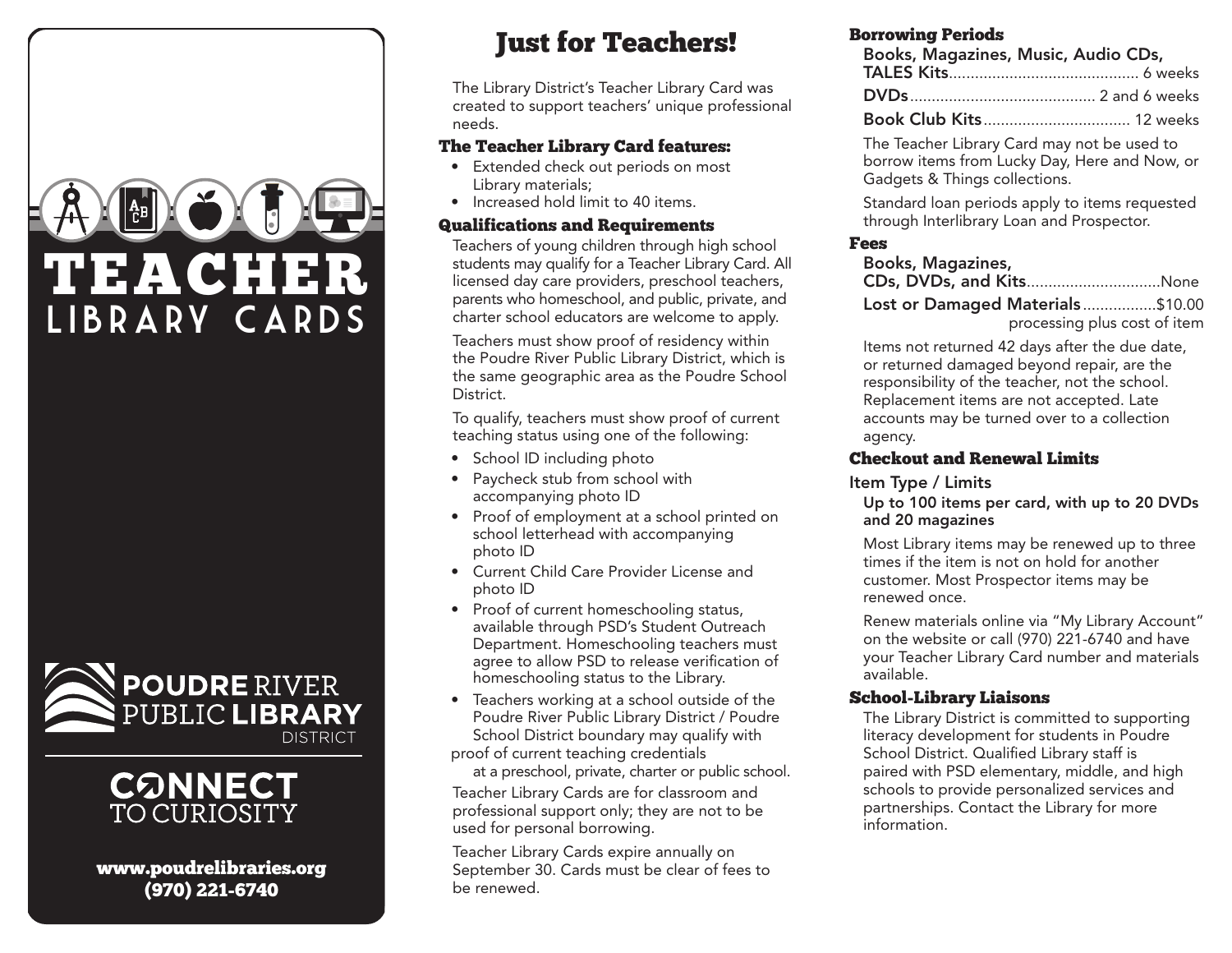# TEACHER LIBRARY CARDS

POUDRE RIVER PUBLIC LIBRARY DISTRICT

CONNECT TO CURIOSITY

www.poudrelibraries.org
(970) 221-6740

## Just for Teachers!

The Library District's Teacher Library Card was created to support teachers' unique professional needs.

### The Teacher Library Card features:

- Extended check out periods on most Library materials;
- Increased hold limit to 40 items.

### Qualifications and Requirements

Teachers of young children through high school students may qualify for a Teacher Library Card. All licensed day care providers, preschool teachers, parents who homeschool, and public, private, and charter school educators are welcome to apply.

Teachers must show proof of residency within the Poudre River Public Library District, which is the same geographic area as the Poudre School District.

To qualify, teachers must show proof of current teaching status using one of the following:

- School ID including photo
- Paycheck stub from school with accompanying photo ID
- Proof of employment at a school printed on school letterhead with accompanying photo ID
- Current Child Care Provider License and photo ID
- Proof of current homeschooling status, available through PSD's Student Outreach Department. Homeschooling teachers must agree to allow PSD to release verification of homeschooling status to the Library.
- Teachers working at a school outside of the Poudre River Public Library District / Poudre School District boundary may qualify with proof of current teaching credentials at a preschool, private, charter or public school.

Teacher Library Cards are for classroom and professional support only; they are not to be used for personal borrowing.

Teacher Library Cards expire annually on September 30. Cards must be clear of fees to be renewed.

### Borrowing Periods

**Books, Magazines, Music, Audio CDs, TALES Kits**........................................... 6 weeks

**DVDs**........................................... 2 and 6 weeks

**Book Club Kits**.................................. 12 weeks

The Teacher Library Card may not be used to borrow items from Lucky Day, Here and Now, or Gadgets & Things collections.

Standard loan periods apply to items requested through Interlibrary Loan and Prospector.

### Fees

**Books, Magazines, CDs, DVDs, and Kits**..............................None

**Lost or Damaged Materials**.................$10.00 processing plus cost of item

Items not returned 42 days after the due date, or returned damaged beyond repair, are the responsibility of the teacher, not the school. Replacement items are not accepted. Late accounts may be turned over to a collection agency.

### Checkout and Renewal Limits

**Item Type / Limits**

**Up to 100 items per card, with up to 20 DVDs and 20 magazines**

Most Library items may be renewed up to three times if the item is not on hold for another customer. Most Prospector items may be renewed once.

Renew materials online via "My Library Account" on the website or call (970) 221-6740 and have your Teacher Library Card number and materials available.

### School-Library Liaisons

The Library District is committed to supporting literacy development for students in Poudre School District. Qualified Library staff is paired with PSD elementary, middle, and high schools to provide personalized services and partnerships. Contact the Library for more information.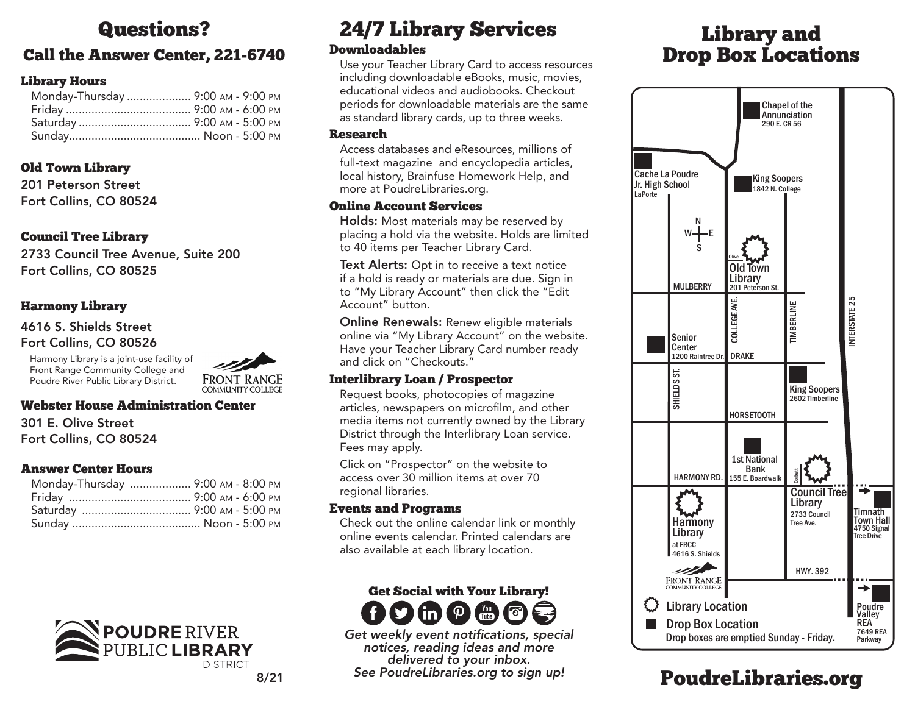# Questions?

## Call the Answer Center, 221-6740

### Library Hours

Monday-Thursday .................... 9:00 AM - 9:00 PM
Friday ....................................... 9:00 AM - 6:00 PM
Saturday ................................... 9:00 AM - 5:00 PM
Sunday......................................... Noon - 5:00 PM

### Old Town Library

201 Peterson Street
Fort Collins, CO 80524

### Council Tree Library

2733 Council Tree Avenue, Suite 200
Fort Collins, CO 80525

### Harmony Library

4616 S. Shields Street
Fort Collins, CO 80526

Harmony Library is a joint-use facility of Front Range Community College and Poudre River Public Library District.

FRONT RANGE COMMUNITY COLLEGE

### Webster House Administration Center

301 E. Olive Street
Fort Collins, CO 80524

### Answer Center Hours

Monday-Thursday ................... 9:00 AM - 8:00 PM
Friday ...................................... 9:00 AM - 6:00 PM
Saturday .................................. 9:00 AM - 5:00 PM
Sunday ........................................ Noon - 5:00 PM

POUDRE RIVER PUBLIC LIBRARY DISTRICT

8/21

# 24/7 Library Services

### Downloadables

Use your Teacher Library Card to access resources including downloadable eBooks, music, movies, educational videos and audiobooks. Checkout periods for downloadable materials are the same as standard library cards, up to three weeks.

### Research

Access databases and eResources, millions of full-text magazine and encyclopedia articles, local history, Brainfuse Homework Help, and more at PoudreLibraries.org.

### Online Account Services

**Holds:** Most materials may be reserved by placing a hold via the website. Holds are limited to 40 items per Teacher Library Card.

**Text Alerts:** Opt in to receive a text notice if a hold is ready or materials are due. Sign in to "My Library Account" then click the "Edit Account" button.

**Online Renewals:** Renew eligible materials online via "My Library Account" on the website. Have your Teacher Library Card number ready and click on "Checkouts."

### Interlibrary Loan / Prospector

Request books, photocopies of magazine articles, newspapers on microfilm, and other media items not currently owned by the Library District through the Interlibrary Loan service. Fees may apply.

Click on "Prospector" on the website to access over 30 million items at over 70 regional libraries.

### Events and Programs

Check out the online calendar link or monthly online events calendar. Printed calendars are also available at each library location.

### Get Social with Your Library!

*Get weekly event notifications, special notices, reading ideas and more delivered to your inbox. See PoudreLibraries.org to sign up!*

# Library and Drop Box Locations

Chapel of the Annunciation
290 E. CR 56

Cache La Poudre Jr. High School
LaPorte

King Soopers
1842 N. College

N
W E
S

Olive

Old Town Library
201 Peterson St.

MULBERRY

COLLEGE AVE.

TIMBERLINE

INTERSTATE 25

Senior Center
1200 Raintree Dr.

DRAKE

SHIELDS ST.

King Soopers
2602 Timberline

HORSETOOTH

1st National Bank
155 E. Boardwalk

HARMONY RD.

Corbett

Council Tree Library
2733 Council Tree Ave.

Timnath Town Hall
4750 Signal Tree Drive

Harmony Library
at FRCC
4616 S. Shields

HWY. 392

FRONT RANGE COMMUNITY COLLEGE

Library Location

Drop Box Location

Drop boxes are emptied Sunday - Friday.

Poudre Valley REA
7649 REA Parkway

# PoudreLibraries.org